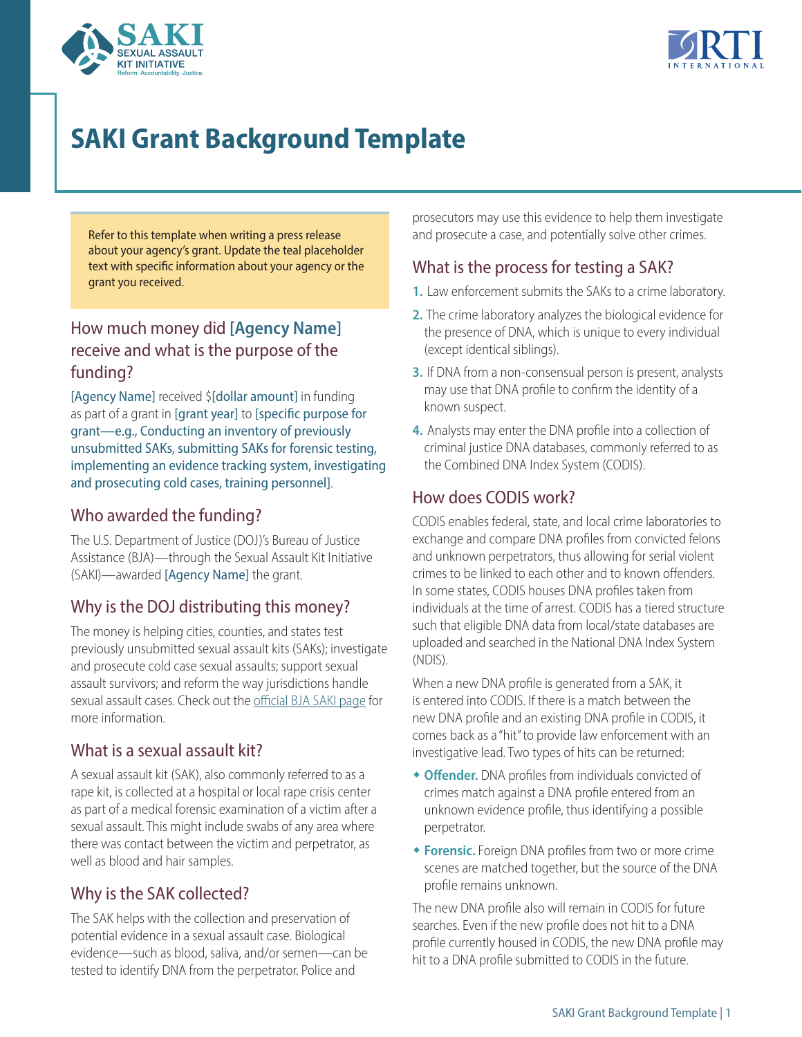# SAKI Grant Background Template

Refer to this template when writing a press release about your agency's grant. Update the teal placeholder text with specific information about your agency or the grant you received.

## How much money did [Agency Name] receive and what is the purpose of the funding?

[Agency Name] received $[dollar amount] in funding as part of a grant in [grant year] to [specific purpose for grant—e.g., Conducting an inventory of previously unsubmitted SAKs, submitting SAKs for forensic testing, implementing an evidence tracking system, investigating and prosecuting cold cases, training personnel].

## Who awarded the funding?

The U.S. Department of Justice (DOJ)'s Bureau of Justice Assistance (BJA)—through the Sexual Assault Kit Initiative (SAKI)—awarded [Agency Name] the grant.

## Why is the DOJ distributing this money?

The money is helping cities, counties, and states test previously unsubmitted sexual assault kits (SAKs); investigate and prosecute cold case sexual assaults; support sexual assault survivors; and reform the way jurisdictions handle sexual assault cases. Check out the official BJA SAKI page for more information.

## What is a sexual assault kit?

A sexual assault kit (SAK), also commonly referred to as a rape kit, is collected at a hospital or local rape crisis center as part of a medical forensic examination of a victim after a sexual assault. This might include swabs of any area where there was contact between the victim and perpetrator, as well as blood and hair samples.

## Why is the SAK collected?

The SAK helps with the collection and preservation of potential evidence in a sexual assault case. Biological evidence—such as blood, saliva, and/or semen—can be tested to identify DNA from the perpetrator. Police and prosecutors may use this evidence to help them investigate and prosecute a case, and potentially solve other crimes.

## What is the process for testing a SAK?

1. Law enforcement submits the SAKs to a crime laboratory.
2. The crime laboratory analyzes the biological evidence for the presence of DNA, which is unique to every individual (except identical siblings).
3. If DNA from a non-consensual person is present, analysts may use that DNA profile to confirm the identity of a known suspect.
4. Analysts may enter the DNA profile into a collection of criminal justice DNA databases, commonly referred to as the Combined DNA Index System (CODIS).

## How does CODIS work?

CODIS enables federal, state, and local crime laboratories to exchange and compare DNA profiles from convicted felons and unknown perpetrators, thus allowing for serial violent crimes to be linked to each other and to known offenders. In some states, CODIS houses DNA profiles taken from individuals at the time of arrest. CODIS has a tiered structure such that eligible DNA data from local/state databases are uploaded and searched in the National DNA Index System (NDIS).

When a new DNA profile is generated from a SAK, it is entered into CODIS. If there is a match between the new DNA profile and an existing DNA profile in CODIS, it comes back as a "hit" to provide law enforcement with an investigative lead. Two types of hits can be returned:

- **Offender.** DNA profiles from individuals convicted of crimes match against a DNA profile entered from an unknown evidence profile, thus identifying a possible perpetrator.
- **Forensic.** Foreign DNA profiles from two or more crime scenes are matched together, but the source of the DNA profile remains unknown.

The new DNA profile also will remain in CODIS for future searches. Even if the new profile does not hit to a DNA profile currently housed in CODIS, the new DNA profile may hit to a DNA profile submitted to CODIS in the future.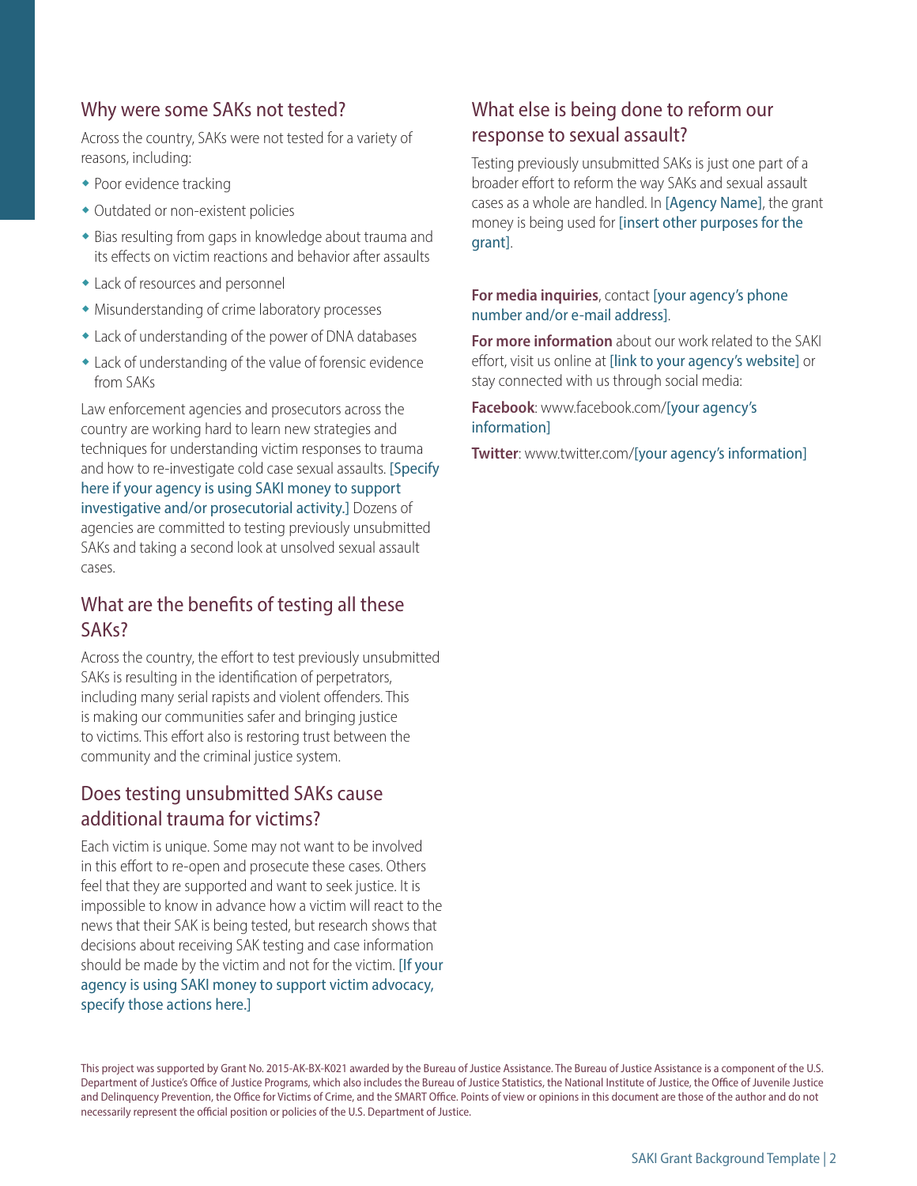## Why were some SAKs not tested?

Across the country, SAKs were not tested for a variety of reasons, including:

- Poor evidence tracking
- Outdated or non-existent policies
- Bias resulting from gaps in knowledge about trauma and its effects on victim reactions and behavior after assaults
- Lack of resources and personnel
- Misunderstanding of crime laboratory processes
- Lack of understanding of the power of DNA databases
- Lack of understanding of the value of forensic evidence from SAKs

Law enforcement agencies and prosecutors across the country are working hard to learn new strategies and techniques for understanding victim responses to trauma and how to re-investigate cold case sexual assaults. [Specify here if your agency is using SAKI money to support investigative and/or prosecutorial activity.] Dozens of agencies are committed to testing previously unsubmitted SAKs and taking a second look at unsolved sexual assault cases.

## What are the benefits of testing all these SAKs?

Across the country, the effort to test previously unsubmitted SAKs is resulting in the identification of perpetrators, including many serial rapists and violent offenders. This is making our communities safer and bringing justice to victims. This effort also is restoring trust between the community and the criminal justice system.

## Does testing unsubmitted SAKs cause additional trauma for victims?

Each victim is unique. Some may not want to be involved in this effort to re-open and prosecute these cases. Others feel that they are supported and want to seek justice. It is impossible to know in advance how a victim will react to the news that their SAK is being tested, but research shows that decisions about receiving SAK testing and case information should be made by the victim and not for the victim. [If your agency is using SAKI money to support victim advocacy, specify those actions here.]

## What else is being done to reform our response to sexual assault?

Testing previously unsubmitted SAKs is just one part of a broader effort to reform the way SAKs and sexual assault cases as a whole are handled. In [Agency Name], the grant money is being used for [insert other purposes for the grant].

**For media inquiries**, contact [your agency's phone number and/or e-mail address].

**For more information** about our work related to the SAKI effort, visit us online at [link to your agency's website] or stay connected with us through social media:

**Facebook**: www.facebook.com/[your agency's information]

**Twitter**: www.twitter.com/[your agency's information]

This project was supported by Grant No. 2015-AK-BX-K021 awarded by the Bureau of Justice Assistance. The Bureau of Justice Assistance is a component of the U.S. Department of Justice's Office of Justice Programs, which also includes the Bureau of Justice Statistics, the National Institute of Justice, the Office of Juvenile Justice and Delinquency Prevention, the Office for Victims of Crime, and the SMART Office. Points of view or opinions in this document are those of the author and do not necessarily represent the official position or policies of the U.S. Department of Justice.